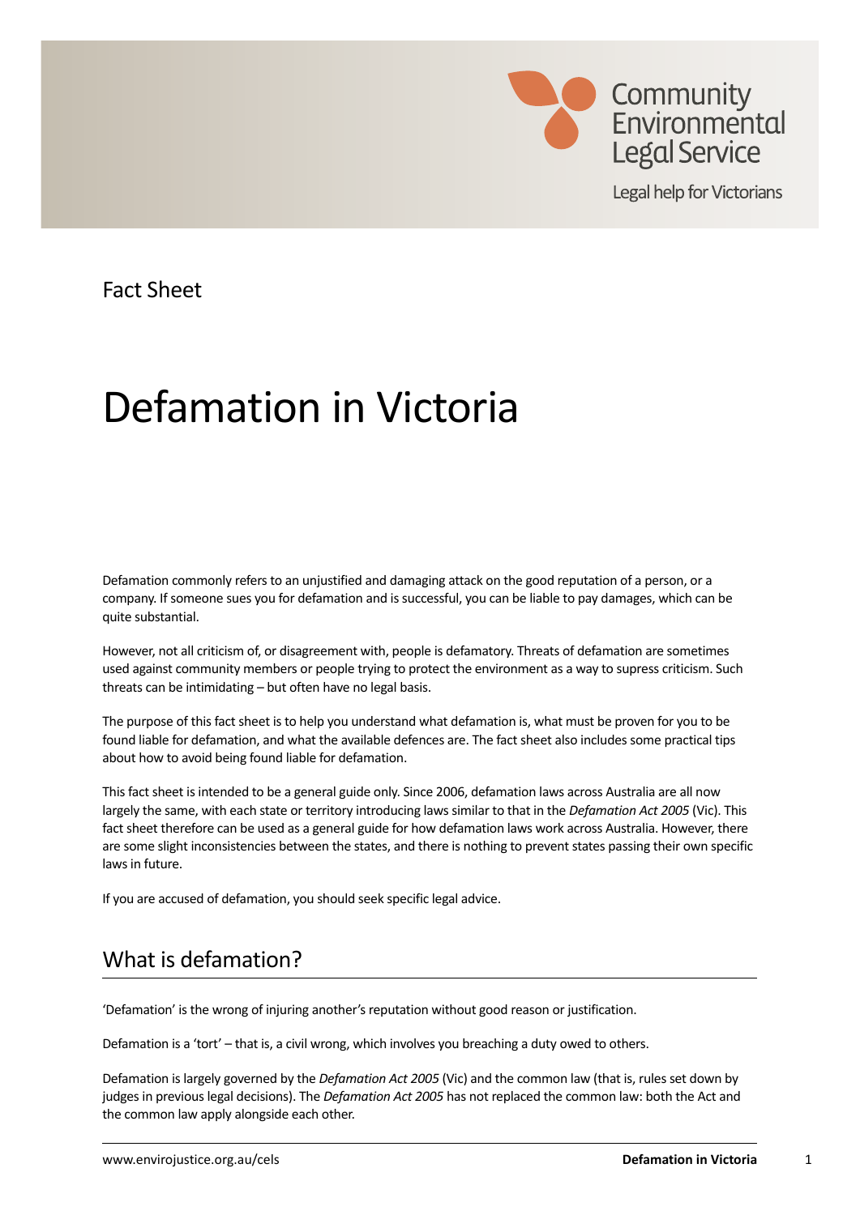Community Environmental Legal Service

Legal help for Victorians

Fact Sheet

# Defamation in Victoria

Defamation commonly refers to an unjustified and damaging attack on the good reputation of a person, or a company. If someone sues you for defamation and is successful, you can be liable to pay damages, which can be quite substantial.

However, not all criticism of, or disagreement with, people is defamatory. Threats of defamation are sometimes used against community members or people trying to protect the environment as a way to supress criticism. Such threats can be intimidating – but often have no legal basis.

The purpose of this fact sheet is to help you understand what defamation is, what must be proven for you to be found liable for defamation, and what the available defences are. The fact sheet also includes some practical tips about how to avoid being found liable for defamation.

This fact sheet is intended to be a general guide only. Since 2006, defamation laws across Australia are all now largely the same, with each state or territory introducing laws similar to that in the *Defamation Act 2005* (Vic). This fact sheet therefore can be used as a general guide for how defamation laws work across Australia. However, there are some slight inconsistencies between the states, and there is nothing to prevent states passing their own specific laws in future.

If you are accused of defamation, you should seek specific legal advice.

## What is defamation?

'Defamation' is the wrong of injuring another's reputation without good reason or justification.

Defamation is a 'tort' – that is, a civil wrong, which involves you breaching a duty owed to others.

Defamation is largely governed by the *Defamation Act 2005* (Vic) and the common law (that is, rules set down by judges in previous legal decisions). The *Defamation Act 2005* has not replaced the common law: both the Act and the common law apply alongside each other.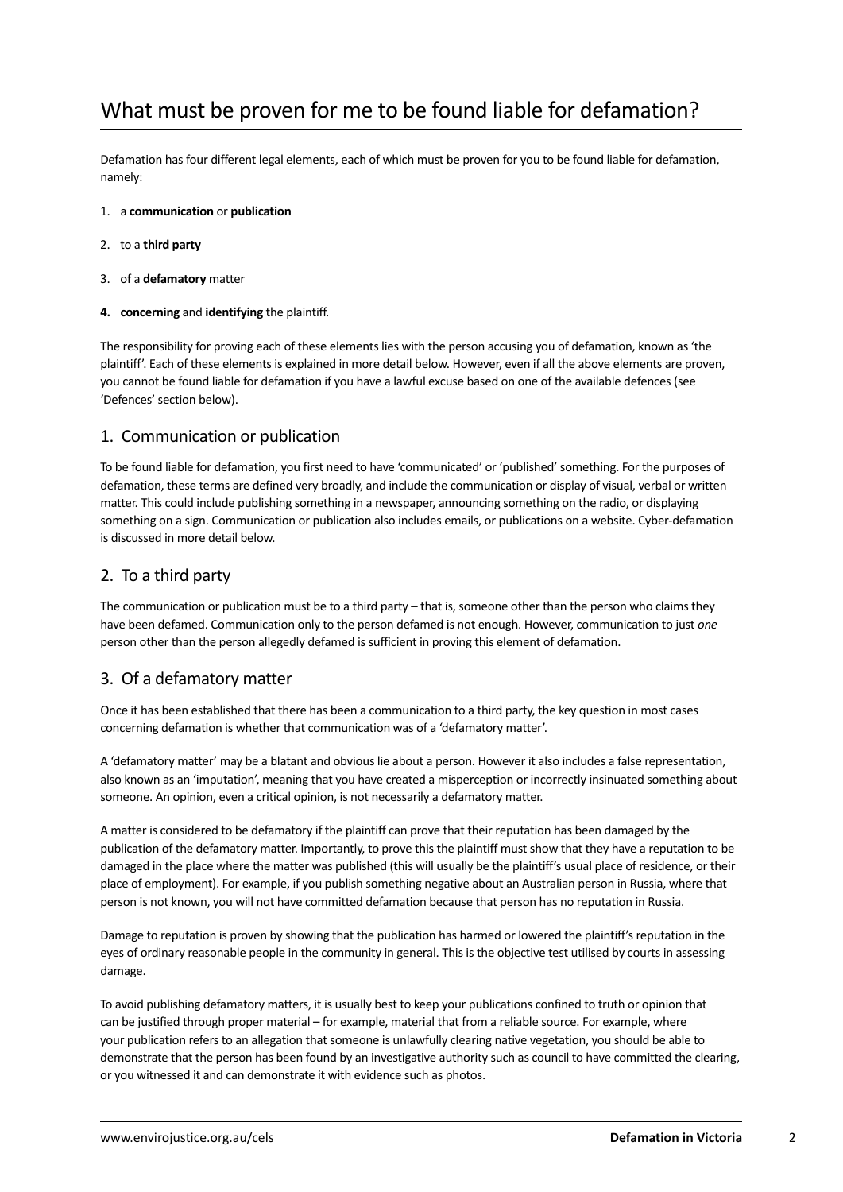# What must be proven for me to be found liable for defamation?

Defamation has four different legal elements, each of which must be proven for you to be found liable for defamation, namely:

1. a **communication** or **publication**
2. to a **third party**
3. of a **defamatory** matter
4. **concerning** and **identifying** the plaintiff.

The responsibility for proving each of these elements lies with the person accusing you of defamation, known as 'the plaintiff'. Each of these elements is explained in more detail below. However, even if all the above elements are proven, you cannot be found liable for defamation if you have a lawful excuse based on one of the available defences (see 'Defences' section below).

## 1. Communication or publication

To be found liable for defamation, you first need to have 'communicated' or 'published' something. For the purposes of defamation, these terms are defined very broadly, and include the communication or display of visual, verbal or written matter. This could include publishing something in a newspaper, announcing something on the radio, or displaying something on a sign. Communication or publication also includes emails, or publications on a website. Cyber-defamation is discussed in more detail below.

## 2. To a third party

The communication or publication must be to a third party – that is, someone other than the person who claims they have been defamed. Communication only to the person defamed is not enough. However, communication to just *one* person other than the person allegedly defamed is sufficient in proving this element of defamation.

## 3. Of a defamatory matter

Once it has been established that there has been a communication to a third party, the key question in most cases concerning defamation is whether that communication was of a 'defamatory matter'.

A 'defamatory matter' may be a blatant and obvious lie about a person. However it also includes a false representation, also known as an 'imputation', meaning that you have created a misperception or incorrectly insinuated something about someone. An opinion, even a critical opinion, is not necessarily a defamatory matter.

A matter is considered to be defamatory if the plaintiff can prove that their reputation has been damaged by the publication of the defamatory matter. Importantly, to prove this the plaintiff must show that they have a reputation to be damaged in the place where the matter was published (this will usually be the plaintiff's usual place of residence, or their place of employment). For example, if you publish something negative about an Australian person in Russia, where that person is not known, you will not have committed defamation because that person has no reputation in Russia.

Damage to reputation is proven by showing that the publication has harmed or lowered the plaintiff's reputation in the eyes of ordinary reasonable people in the community in general. This is the objective test utilised by courts in assessing damage.

To avoid publishing defamatory matters, it is usually best to keep your publications confined to truth or opinion that can be justified through proper material – for example, material that from a reliable source. For example, where your publication refers to an allegation that someone is unlawfully clearing native vegetation, you should be able to demonstrate that the person has been found by an investigative authority such as council to have committed the clearing, or you witnessed it and can demonstrate it with evidence such as photos.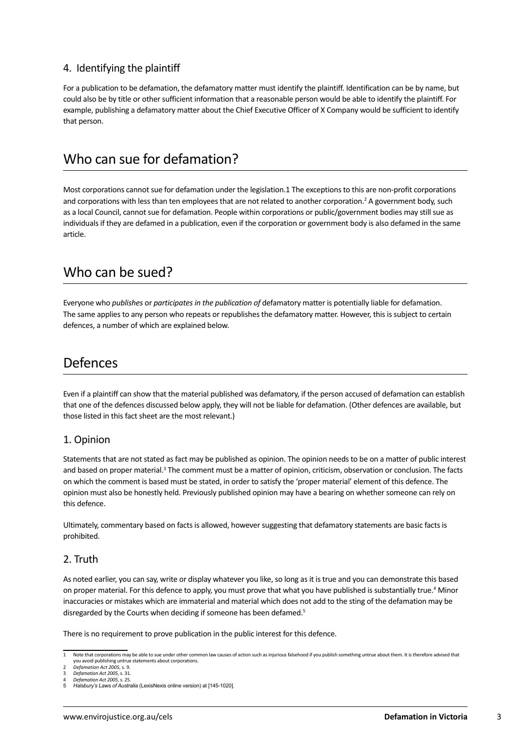### 4. Identifying the plaintiff

For a publication to be defamation, the defamatory matter must identify the plaintiff. Identification can be by name, but could also be by title or other sufficient information that a reasonable person would be able to identify the plaintiff. For example, publishing a defamatory matter about the Chief Executive Officer of X Company would be sufficient to identify that person.

## Who can sue for defamation?

Most corporations cannot sue for defamation under the legislation.1 The exceptions to this are non-profit corporations and corporations with less than ten employees that are not related to another corporation.[2] A government body, such as a local Council, cannot sue for defamation. People within corporations or public/government bodies may still sue as individuals if they are defamed in a publication, even if the corporation or government body is also defamed in the same article.

## Who can be sued?

Everyone who *publishes* or *participates in the publication of* defamatory matter is potentially liable for defamation. The same applies to any person who repeats or republishes the defamatory matter. However, this is subject to certain defences, a number of which are explained below.

## Defences

Even if a plaintiff can show that the material published was defamatory, if the person accused of defamation can establish that one of the defences discussed below apply, they will not be liable for defamation. (Other defences are available, but those listed in this fact sheet are the most relevant.)

### 1. Opinion

Statements that are not stated as fact may be published as opinion. The opinion needs to be on a matter of public interest and based on proper material.[3] The comment must be a matter of opinion, criticism, observation or conclusion. The facts on which the comment is based must be stated, in order to satisfy the 'proper material' element of this defence. The opinion must also be honestly held. Previously published opinion may have a bearing on whether someone can rely on this defence.

Ultimately, commentary based on facts is allowed, however suggesting that defamatory statements are basic facts is prohibited.

### 2. Truth

As noted earlier, you can say, write or display whatever you like, so long as it is true and you can demonstrate this based on proper material. For this defence to apply, you must prove that what you have published is substantially true.[4] Minor inaccuracies or mistakes which are immaterial and material which does not add to the sting of the defamation may be disregarded by the Courts when deciding if someone has been defamed.[5]

There is no requirement to prove publication in the public interest for this defence.

---

1 Note that corporations may be able to sue under other common law causes of action such as injurious falsehood if you publish something untrue about them. It is therefore advised that you avoid publishing untrue statements about corporations.

2 *Defamation Act 2005*, s. 9.

3 *Defamation Act 2005*, s. 31.

4 *Defamation Act 2005*, s. 25.

5 *Halsbury's Laws of Australia* (LexisNexis online version) at [145-1020].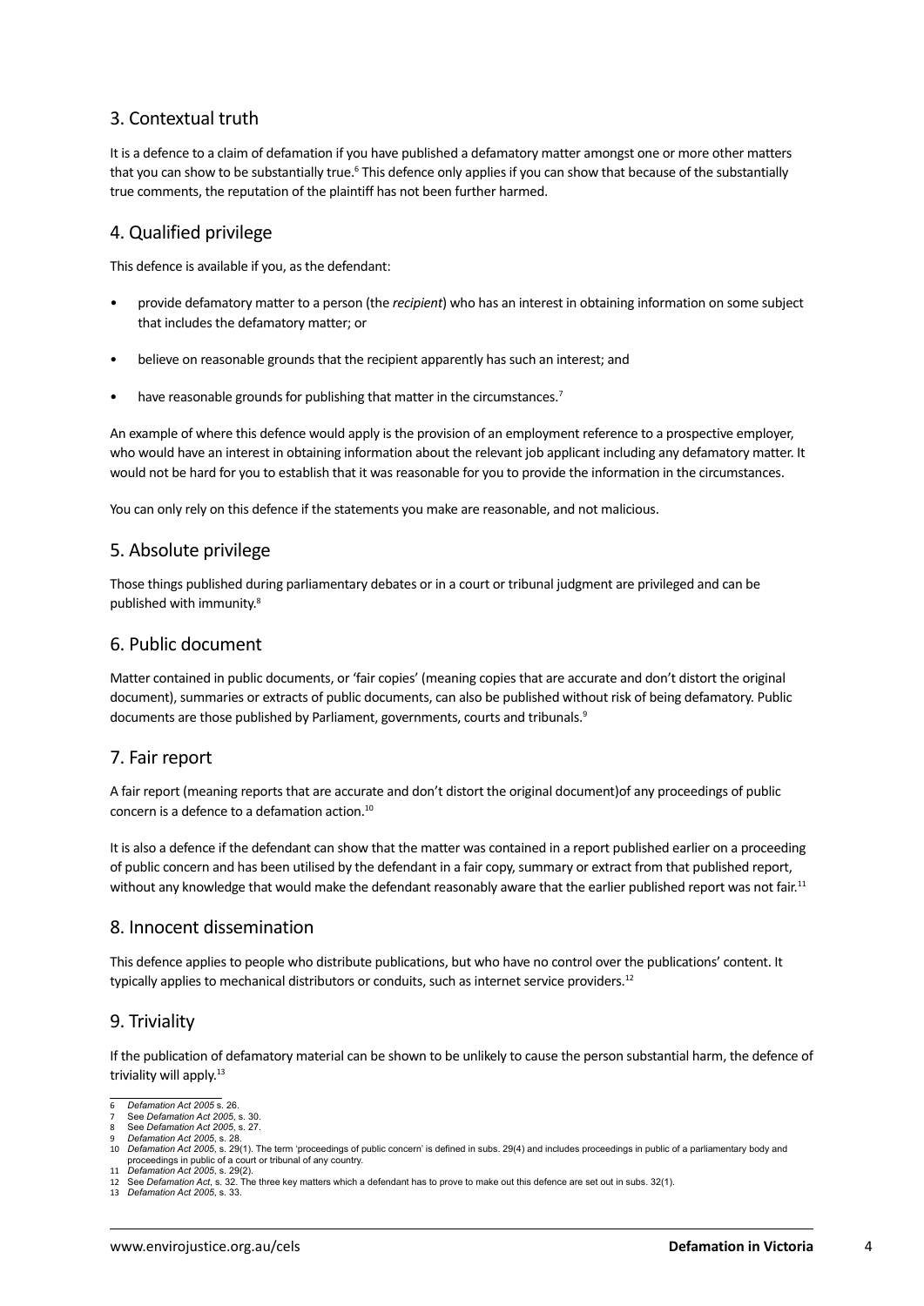## 3. Contextual truth

It is a defence to a claim of defamation if you have published a defamatory matter amongst one or more other matters that you can show to be substantially true.[6] This defence only applies if you can show that because of the substantially true comments, the reputation of the plaintiff has not been further harmed.

## 4. Qualified privilege

This defence is available if you, as the defendant:

- provide defamatory matter to a person (the *recipient*) who has an interest in obtaining information on some subject that includes the defamatory matter; or
- believe on reasonable grounds that the recipient apparently has such an interest; and
- have reasonable grounds for publishing that matter in the circumstances.[7]

An example of where this defence would apply is the provision of an employment reference to a prospective employer, who would have an interest in obtaining information about the relevant job applicant including any defamatory matter. It would not be hard for you to establish that it was reasonable for you to provide the information in the circumstances.

You can only rely on this defence if the statements you make are reasonable, and not malicious.

## 5. Absolute privilege

Those things published during parliamentary debates or in a court or tribunal judgment are privileged and can be published with immunity.[8]

## 6. Public document

Matter contained in public documents, or 'fair copies' (meaning copies that are accurate and don't distort the original document), summaries or extracts of public documents, can also be published without risk of being defamatory. Public documents are those published by Parliament, governments, courts and tribunals.[9]

## 7. Fair report

A fair report (meaning reports that are accurate and don't distort the original document)of any proceedings of public concern is a defence to a defamation action.[10]

It is also a defence if the defendant can show that the matter was contained in a report published earlier on a proceeding of public concern and has been utilised by the defendant in a fair copy, summary or extract from that published report, without any knowledge that would make the defendant reasonably aware that the earlier published report was not fair.[11]

## 8. Innocent dissemination

This defence applies to people who distribute publications, but who have no control over the publications' content. It typically applies to mechanical distributors or conduits, such as internet service providers.[12]

## 9. Triviality

If the publication of defamatory material can be shown to be unlikely to cause the person substantial harm, the defence of triviality will apply.[13]

---

6 *Defamation Act 2005* s. 26.
7 See *Defamation Act 2005*, s. 30.
8 See *Defamation Act 2005*, s. 27.
9 *Defamation Act 2005*, s. 28.
10 *Defamation Act 2005*, s. 29(1). The term 'proceedings of public concern' is defined in subs. 29(4) and includes proceedings in public of a parliamentary body and proceedings in public of a court or tribunal of any country.
11 *Defamation Act 2005*, s. 29(2).
12 See *Defamation Act*, s. 32. The three key matters which a defendant has to prove to make out this defence are set out in subs. 32(1).
13 *Defamation Act 2005*, s. 33.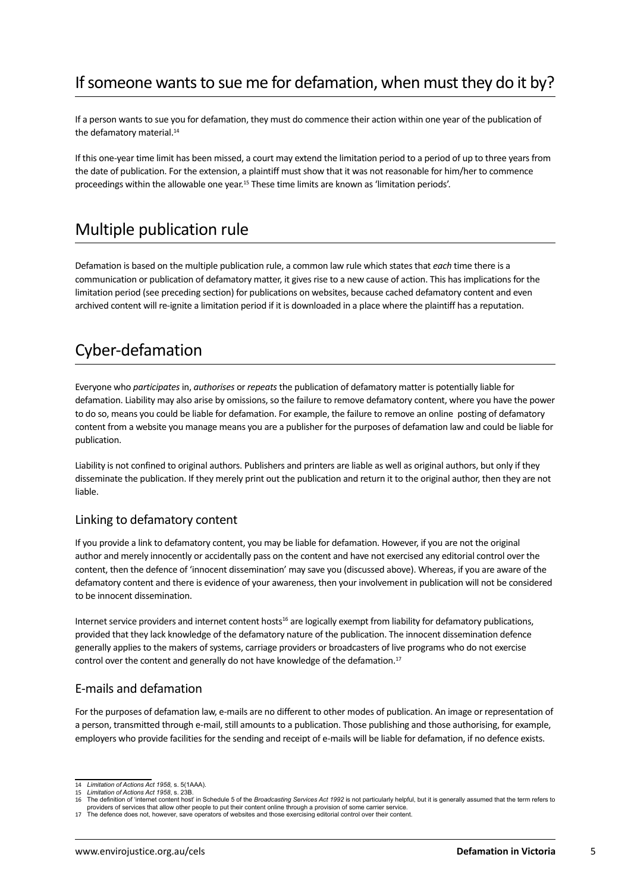## If someone wants to sue me for defamation, when must they do it by?

If a person wants to sue you for defamation, they must do commence their action within one year of the publication of the defamatory material.[14]

If this one-year time limit has been missed, a court may extend the limitation period to a period of up to three years from the date of publication. For the extension, a plaintiff must show that it was not reasonable for him/her to commence proceedings within the allowable one year.[15] These time limits are known as 'limitation periods'.

## Multiple publication rule

Defamation is based on the multiple publication rule, a common law rule which states that *each* time there is a communication or publication of defamatory matter, it gives rise to a new cause of action. This has implications for the limitation period (see preceding section) for publications on websites, because cached defamatory content and even archived content will re-ignite a limitation period if it is downloaded in a place where the plaintiff has a reputation.

## Cyber-defamation

Everyone who *participates* in, *authorises* or *repeats* the publication of defamatory matter is potentially liable for defamation. Liability may also arise by omissions, so the failure to remove defamatory content, where you have the power to do so, means you could be liable for defamation. For example, the failure to remove an online posting of defamatory content from a website you manage means you are a publisher for the purposes of defamation law and could be liable for publication.

Liability is not confined to original authors. Publishers and printers are liable as well as original authors, but only if they disseminate the publication. If they merely print out the publication and return it to the original author, then they are not liable.

### Linking to defamatory content

If you provide a link to defamatory content, you may be liable for defamation. However, if you are not the original author and merely innocently or accidentally pass on the content and have not exercised any editorial control over the content, then the defence of 'innocent dissemination' may save you (discussed above). Whereas, if you are aware of the defamatory content and there is evidence of your awareness, then your involvement in publication will not be considered to be innocent dissemination.

Internet service providers and internet content hosts[16] are logically exempt from liability for defamatory publications, provided that they lack knowledge of the defamatory nature of the publication. The innocent dissemination defence generally applies to the makers of systems, carriage providers or broadcasters of live programs who do not exercise control over the content and generally do not have knowledge of the defamation.[17]

### E-mails and defamation

For the purposes of defamation law, e-mails are no different to other modes of publication. An image or representation of a person, transmitted through e-mail, still amounts to a publication. Those publishing and those authorising, for example, employers who provide facilities for the sending and receipt of e-mails will be liable for defamation, if no defence exists.

---

14 *Limitation of Actions Act 1958*, s. 5(1AAA).

15 *Limitation of Actions Act 1958*, s. 23B.

16 The definition of 'internet content host' in Schedule 5 of the *Broadcasting Services Act 1992* is not particularly helpful, but it is generally assumed that the term refers to providers of services that allow other people to put their content online through a provision of some carrier service.

17 The defence does not, however, save operators of websites and those exercising editorial control over their content.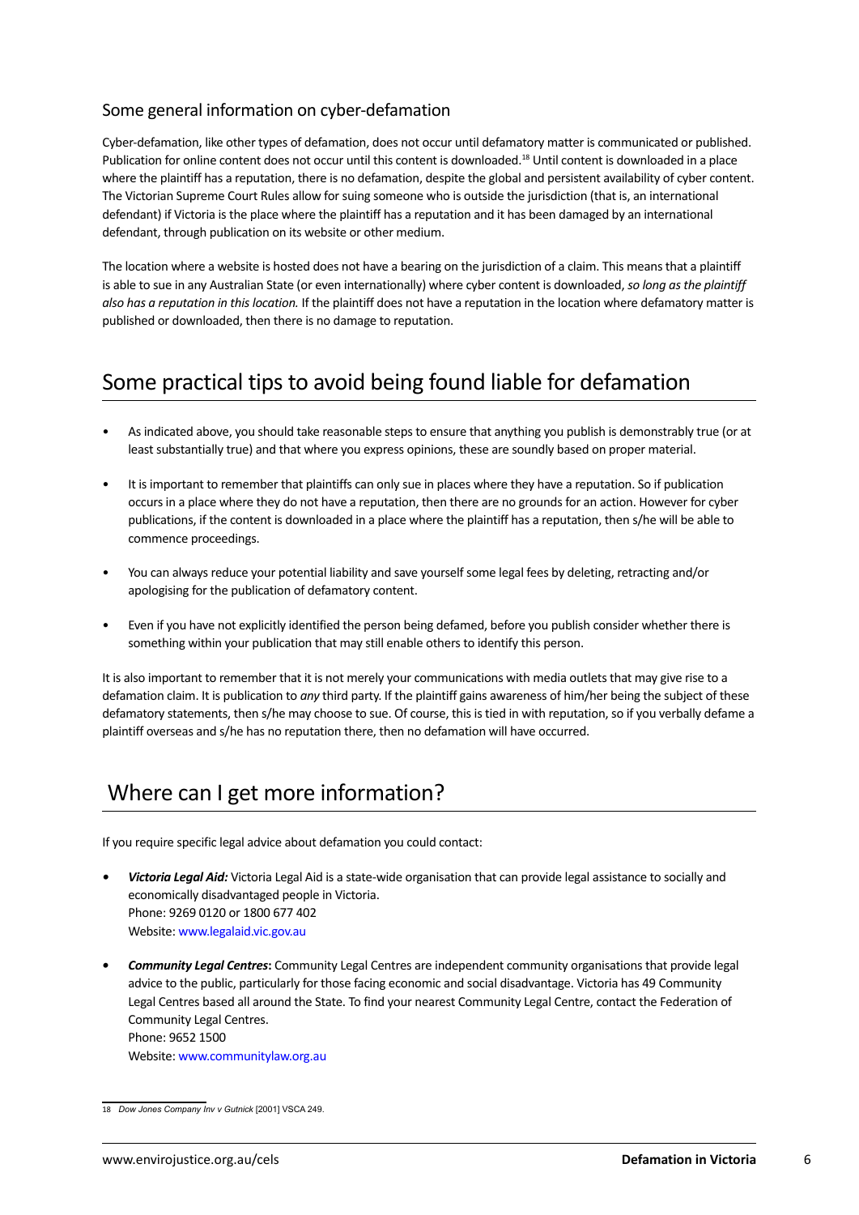### Some general information on cyber-defamation

Cyber-defamation, like other types of defamation, does not occur until defamatory matter is communicated or published. Publication for online content does not occur until this content is downloaded.[18] Until content is downloaded in a place where the plaintiff has a reputation, there is no defamation, despite the global and persistent availability of cyber content. The Victorian Supreme Court Rules allow for suing someone who is outside the jurisdiction (that is, an international defendant) if Victoria is the place where the plaintiff has a reputation and it has been damaged by an international defendant, through publication on its website or other medium.

The location where a website is hosted does not have a bearing on the jurisdiction of a claim. This means that a plaintiff is able to sue in any Australian State (or even internationally) where cyber content is downloaded, *so long as the plaintiff also has a reputation in this location.* If the plaintiff does not have a reputation in the location where defamatory matter is published or downloaded, then there is no damage to reputation.

## Some practical tips to avoid being found liable for defamation

- As indicated above, you should take reasonable steps to ensure that anything you publish is demonstrably true (or at least substantially true) and that where you express opinions, these are soundly based on proper material.
- It is important to remember that plaintiffs can only sue in places where they have a reputation. So if publication occurs in a place where they do not have a reputation, then there are no grounds for an action. However for cyber publications, if the content is downloaded in a place where the plaintiff has a reputation, then s/he will be able to commence proceedings.
- You can always reduce your potential liability and save yourself some legal fees by deleting, retracting and/or apologising for the publication of defamatory content.
- Even if you have not explicitly identified the person being defamed, before you publish consider whether there is something within your publication that may still enable others to identify this person.

It is also important to remember that it is not merely your communications with media outlets that may give rise to a defamation claim. It is publication to *any* third party. If the plaintiff gains awareness of him/her being the subject of these defamatory statements, then s/he may choose to sue. Of course, this is tied in with reputation, so if you verbally defame a plaintiff overseas and s/he has no reputation there, then no defamation will have occurred.

## Where can I get more information?

If you require specific legal advice about defamation you could contact:

- ***Victoria Legal Aid:*** Victoria Legal Aid is a state-wide organisation that can provide legal assistance to socially and economically disadvantaged people in Victoria.
  Phone: 9269 0120 or 1800 677 402
  Website: www.legalaid.vic.gov.au
- ***Community Legal Centres*:** Community Legal Centres are independent community organisations that provide legal advice to the public, particularly for those facing economic and social disadvantage. Victoria has 49 Community Legal Centres based all around the State. To find your nearest Community Legal Centre, contact the Federation of Community Legal Centres.
  Phone: 9652 1500
  Website: www.communitylaw.org.au

---

18 *Dow Jones Company Inv v Gutnick* [2001] VSCA 249.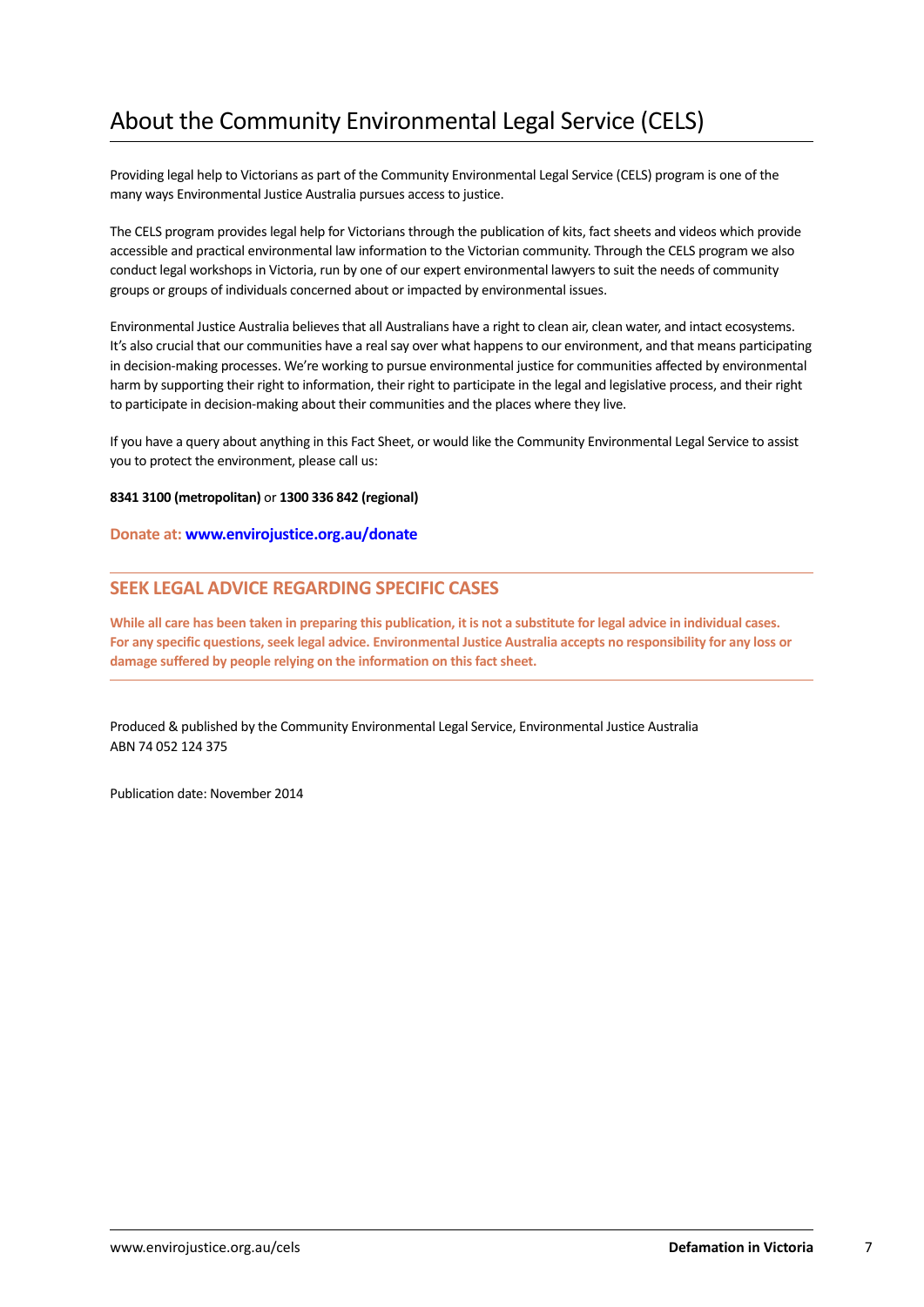# About the Community Environmental Legal Service (CELS)

Providing legal help to Victorians as part of the Community Environmental Legal Service (CELS) program is one of the many ways Environmental Justice Australia pursues access to justice.

The CELS program provides legal help for Victorians through the publication of kits, fact sheets and videos which provide accessible and practical environmental law information to the Victorian community. Through the CELS program we also conduct legal workshops in Victoria, run by one of our expert environmental lawyers to suit the needs of community groups or groups of individuals concerned about or impacted by environmental issues.

Environmental Justice Australia believes that all Australians have a right to clean air, clean water, and intact ecosystems. It's also crucial that our communities have a real say over what happens to our environment, and that means participating in decision-making processes. We're working to pursue environmental justice for communities affected by environmental harm by supporting their right to information, their right to participate in the legal and legislative process, and their right to participate in decision-making about their communities and the places where they live.

If you have a query about anything in this Fact Sheet, or would like the Community Environmental Legal Service to assist you to protect the environment, please call us:

**8341 3100 (metropolitan)** or **1300 336 842 (regional)**

**Donate at: www.envirojustice.org.au/donate**

## SEEK LEGAL ADVICE REGARDING SPECIFIC CASES

**While all care has been taken in preparing this publication, it is not a substitute for legal advice in individual cases. For any specific questions, seek legal advice. Environmental Justice Australia accepts no responsibility for any loss or damage suffered by people relying on the information on this fact sheet.**

Produced & published by the Community Environmental Legal Service, Environmental Justice Australia
ABN 74 052 124 375

Publication date: November 2014